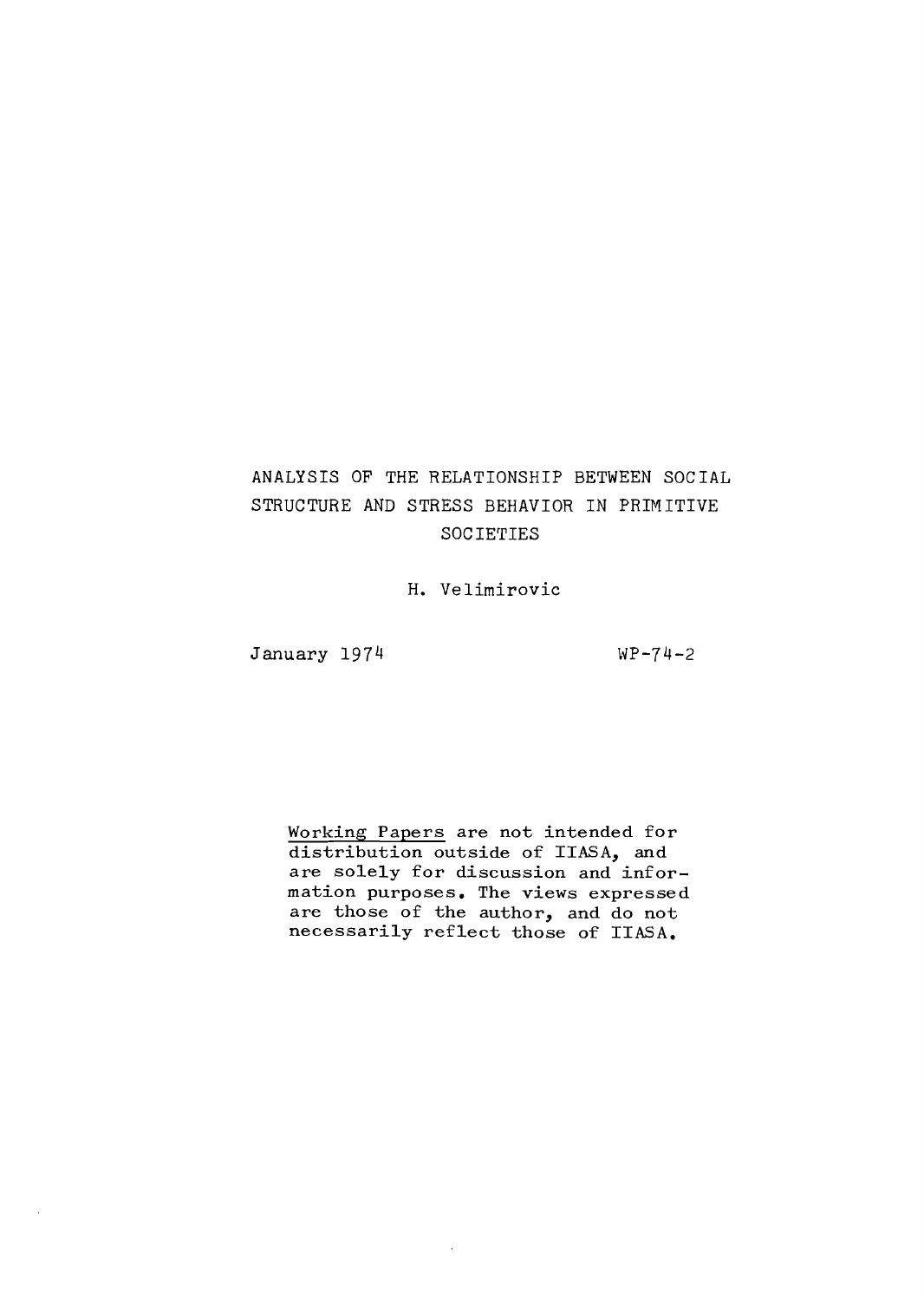# ANALYSIS OF THE RELATIONSHIP BETWEEN SOCIAL STRUCTURE AND STRESS BEHAVIOR IN PRIMITIVE SOCIETIES

H. Velimirovic

January 1974

WP-74-2

Working Papers are not intended for distribution outside of IIASA, and are solely for discussion and information purposes. The views expressed are those of the author, and do not necessarily reflect those of IIASA.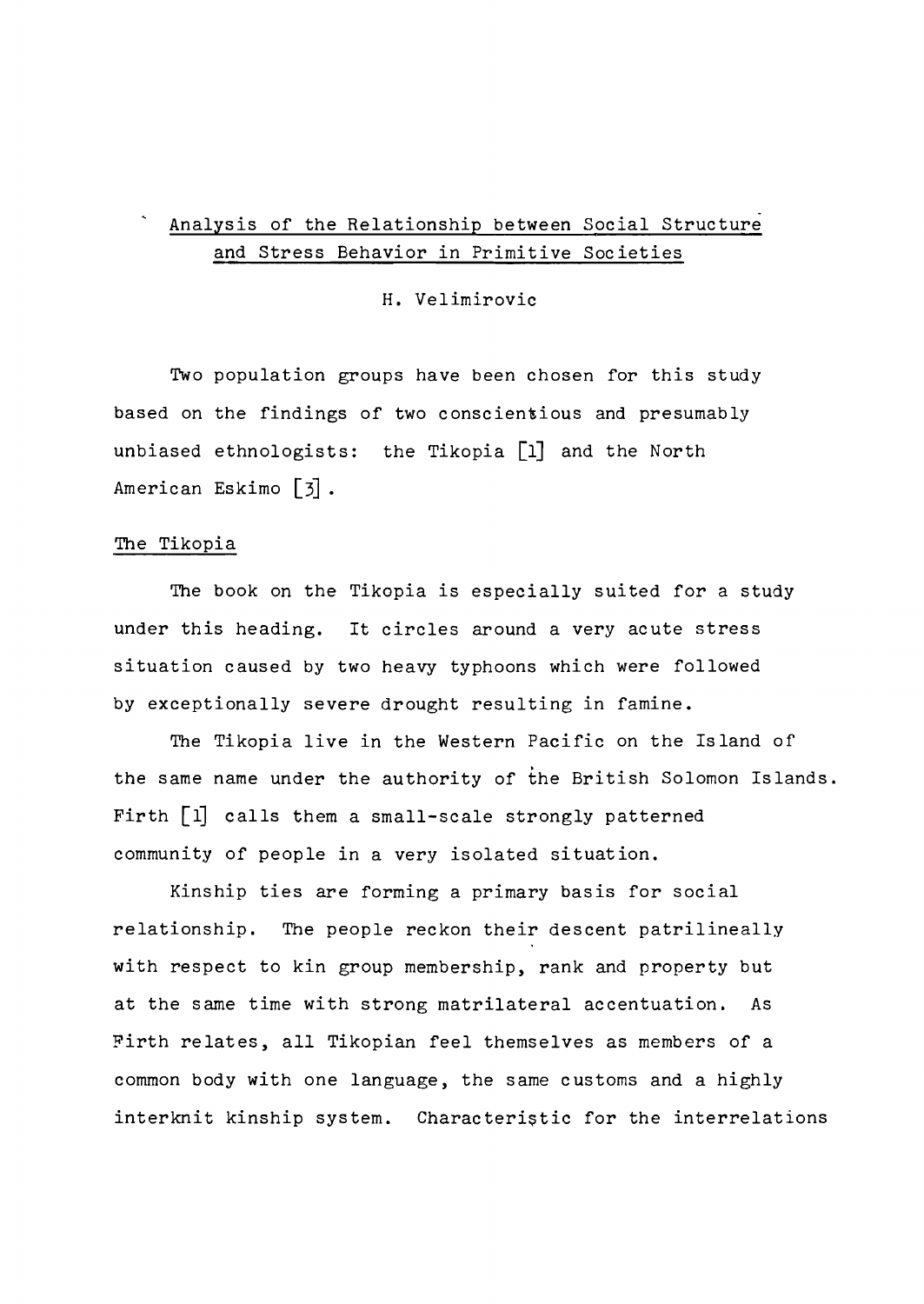# Analysis of the Relationship between Social Structure and Stress Behavior in Primitive Societies

H. Velimirovic

Two population groups have been chosen for this study based on the findings of two conscientious and presumably unbiased ethnologists: the Tikopia [1] and the North American Eskimo [3].

## The Tikopia

The book on the Tikopia is especially suited for a study under this heading. It circles around a very acute stress situation caused by two heavy typhoons which were followed by exceptionally severe drought resulting in famine.

The Tikopia live in the Western Pacific on the Island of the same name under the authority of the British Solomon Islands. Firth [1] calls them a small-scale strongly patterned community of people in a very isolated situation.

Kinship ties are forming a primary basis for social relationship. The people reckon their descent patrilineally with respect to kin group membership, rank and property but at the same time with strong matrilateral accentuation. As Firth relates, all Tikopian feel themselves as members of a common body with one language, the same customs and a highly interknit kinship system. Characteristic for the interrelations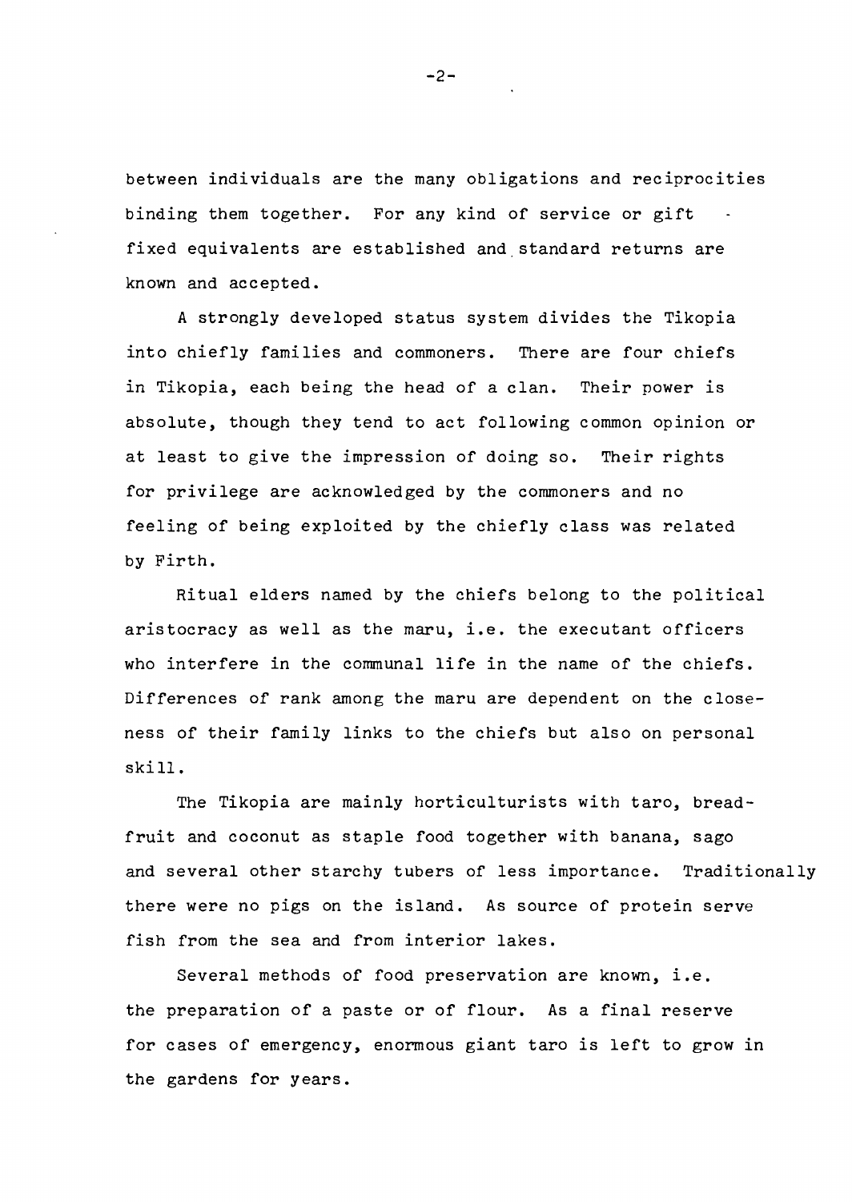between individuals are the many obligations and reciprocities binding them together. For any kind of service or gift fixed equivalents are established and standard returns are known and accepted.

A strongly developed status system divides the Tikopia into chiefly families and commoners. There are four chiefs in Tikopia, each being the head of a clan. Their power is absolute, though they tend to act following common opinion or at least to give the impression of doing so. Their rights for privilege are acknowledged by the commoners and no feeling of being exploited by the chiefly class was related by Firth.

Ritual elders named by the chiefs belong to the political aristocracy as well as the maru, i.e. the executant officers who interfere in the communal life in the name of the chiefs. Differences of rank among the maru are dependent on the closeness of their family links to the chiefs but also on personal skill.

The Tikopia are mainly horticulturists with taro, breadfruit and coconut as staple food together with banana, sago and several other starchy tubers of less importance. Traditionally there were no pigs on the island. As source of protein serve fish from the sea and from interior lakes.

Several methods of food preservation are known, i.e. the preparation of a paste or of flour. As a final reserve for cases of emergency, enormous giant taro is left to grow in the gardens for years.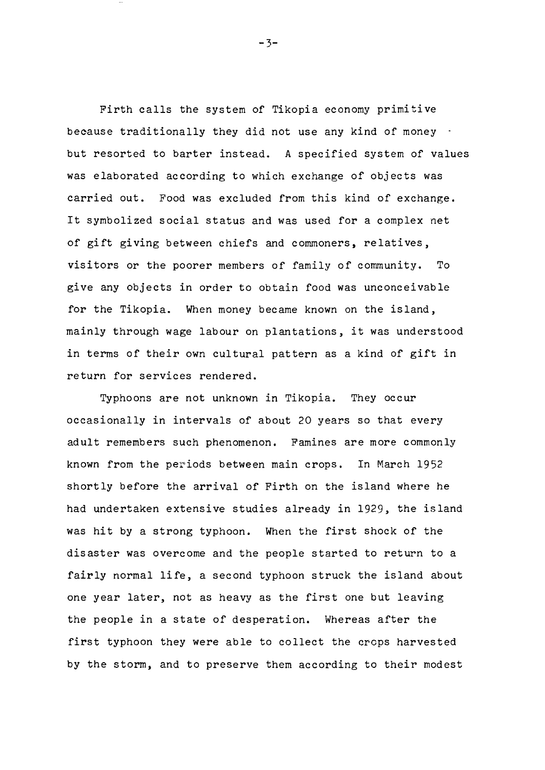Firth calls the system of Tikopia economy primitive because traditionally they did not use any kind of money but resorted to barter instead. A specified system of values was elaborated according to which exchange of objects was carried out. Food was excluded from this kind of exchange. It symbolized social status and was used for a complex net of gift giving between chiefs and commoners, relatives, visitors or the poorer members of family of community. To give any objects in order to obtain food was unconceivable for the Tikopia. When money became known on the island, mainly through wage labour on plantations, it was understood in terms of their own cultural pattern as a kind of gift in return for services rendered.

Typhoons are not unknown in Tikopia. They occur occasionally in intervals of about 20 years so that every adult remembers such phenomenon. Famines are more commonly known from the periods between main crops. In March 1952 shortly before the arrival of Firth on the island where he had undertaken extensive studies already in 1929, the island was hit by a strong typhoon. When the first shock of the disaster was overcome and the people started to return to a fairly normal life, a second typhoon struck the island about one year later, not as heavy as the first one but leaving the people in a state of desperation. Whereas after the first typhoon they were able to collect the crops harvested by the storm, and to preserve them according to their modest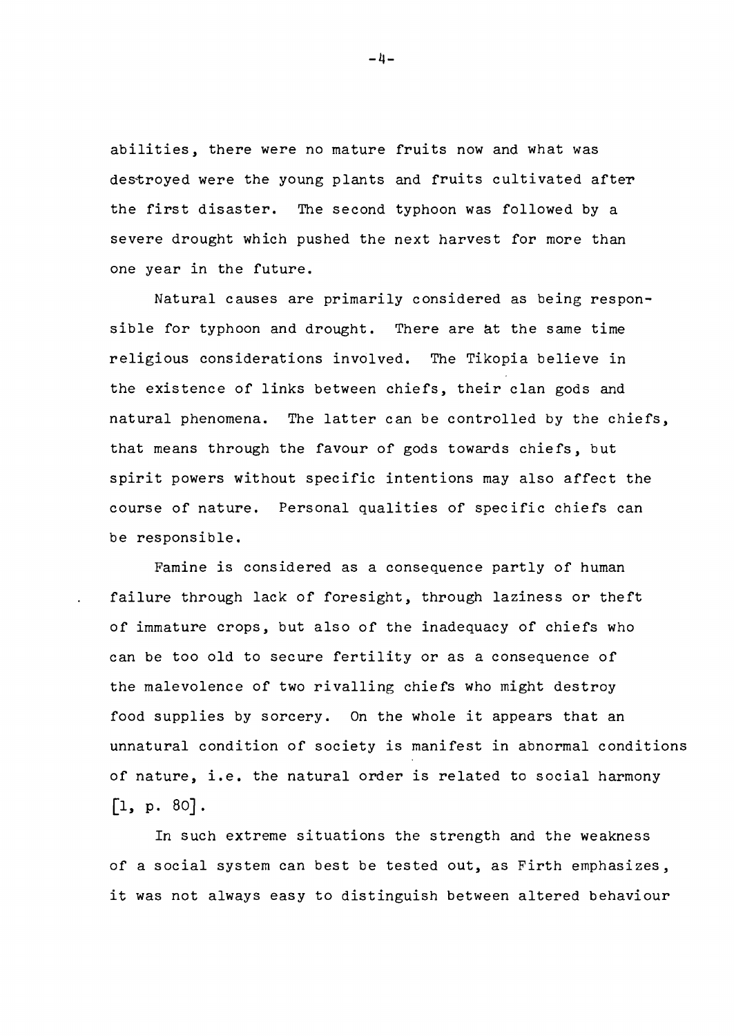abilities, there were no mature fruits now and what was destroyed were the young plants and fruits cultivated after the first disaster. The second typhoon was followed by a severe drought which pushed the next harvest for more than one year in the future.

Natural causes are primarily considered as being responsible for typhoon and drought. There are at the same time religious considerations involved. The Tikopia believe in the existence of links between chiefs, their clan gods and natural phenomena. The latter can be controlled by the chiefs, that means through the favour of gods towards chiefs, but spirit powers without specific intentions may also affect the course of nature. Personal qualities of specific chiefs can be responsible.

Famine is considered as a consequence partly of human failure through lack of foresight, through laziness or theft of immature crops, but also of the inadequacy of chiefs who can be too old to secure fertility or as a consequence of the malevolence of two rivalling chiefs who might destroy food supplies by sorcery. On the whole it appears that an unnatural condition of society is manifest in abnormal conditions of nature, i.e. the natural order is related to social harmony [1, p. 80].

In such extreme situations the strength and the weakness of a social system can best be tested out, as Firth emphasizes, it was not always easy to distinguish between altered behaviour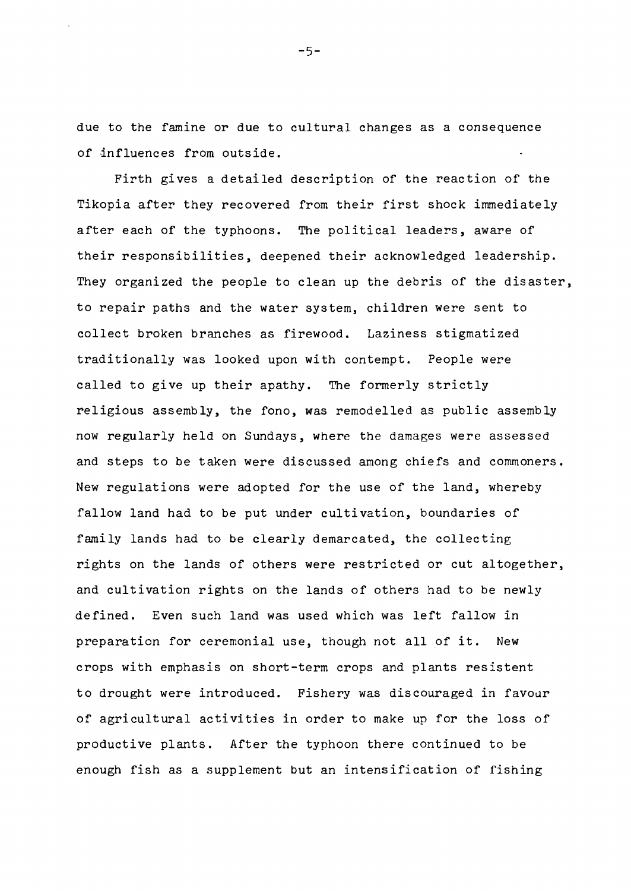due to the famine or due to cultural changes as a consequence of influences from outside.

Firth gives a detailed description of the reaction of the Tikopia after they recovered from their first shock immediately after each of the typhoons. The political leaders, aware of their responsibilities, deepened their acknowledged leadership. They organized the people to clean up the debris of the disaster, to repair paths and the water system, children were sent to collect broken branches as firewood. Laziness stigmatized traditionally was looked upon with contempt. People were called to give up their apathy. The formerly strictly religious assembly, the fono, was remodelled as public assembly now regularly held on Sundays, where the damages were assessed and steps to be taken were discussed among chiefs and commoners. New regulations were adopted for the use of the land, whereby fallow land had to be put under cultivation, boundaries of family lands had to be clearly demarcated, the collecting rights on the lands of others were restricted or cut altogether, and cultivation rights on the lands of others had to be newly defined. Even such land was used which was left fallow in preparation for ceremonial use, though not all of it. New crops with emphasis on short-term crops and plants resistent to drought were introduced. Fishery was discouraged in favour of agricultural activities in order to make up for the loss of productive plants. After the typhoon there continued to be enough fish as a supplement but an intensification of fishing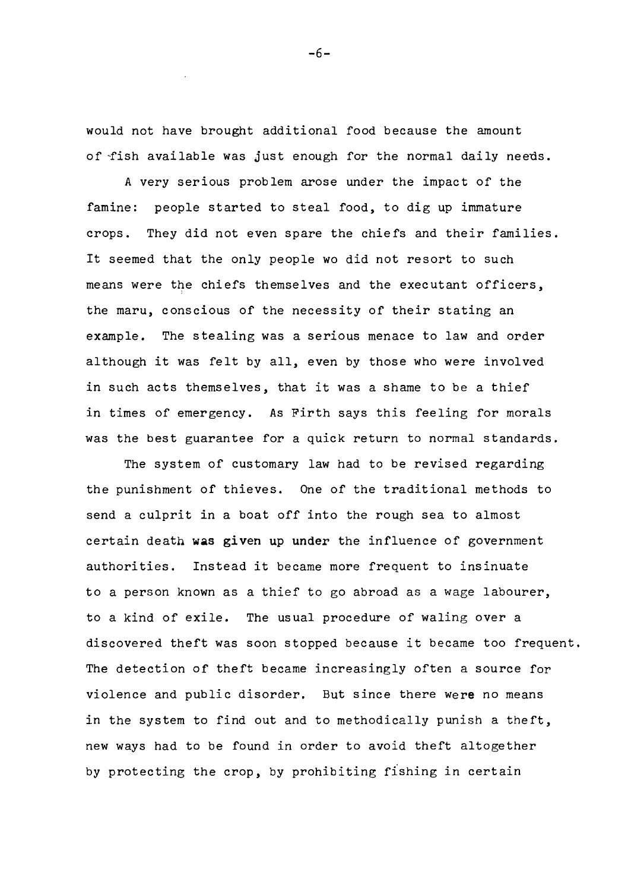would not have brought additional food because the amount of fish available was just enough for the normal daily needs.

A very serious problem arose under the impact of the famine: people started to steal food, to dig up immature crops. They did not even spare the chiefs and their families. It seemed that the only people wo did not resort to such means were the chiefs themselves and the executant officers, the maru, conscious of the necessity of their stating an example. The stealing was a serious menace to law and order although it was felt by all, even by those who were involved in such acts themselves, that it was a shame to be a thief in times of emergency. As Firth says this feeling for morals was the best guarantee for a quick return to normal standards.

The system of customary law had to be revised regarding the punishment of thieves. One of the traditional methods to send a culprit in a boat off into the rough sea to almost certain death was given up under the influence of government authorities. Instead it became more frequent to insinuate to a person known as a thief to go abroad as a wage labourer, to a kind of exile. The usual procedure of waling over a discovered theft was soon stopped because it became too frequent. The detection of theft became increasingly often a source for violence and public disorder. But since there were no means in the system to find out and to methodically punish a theft, new ways had to be found in order to avoid theft altogether by protecting the crop, by prohibiting fishing in certain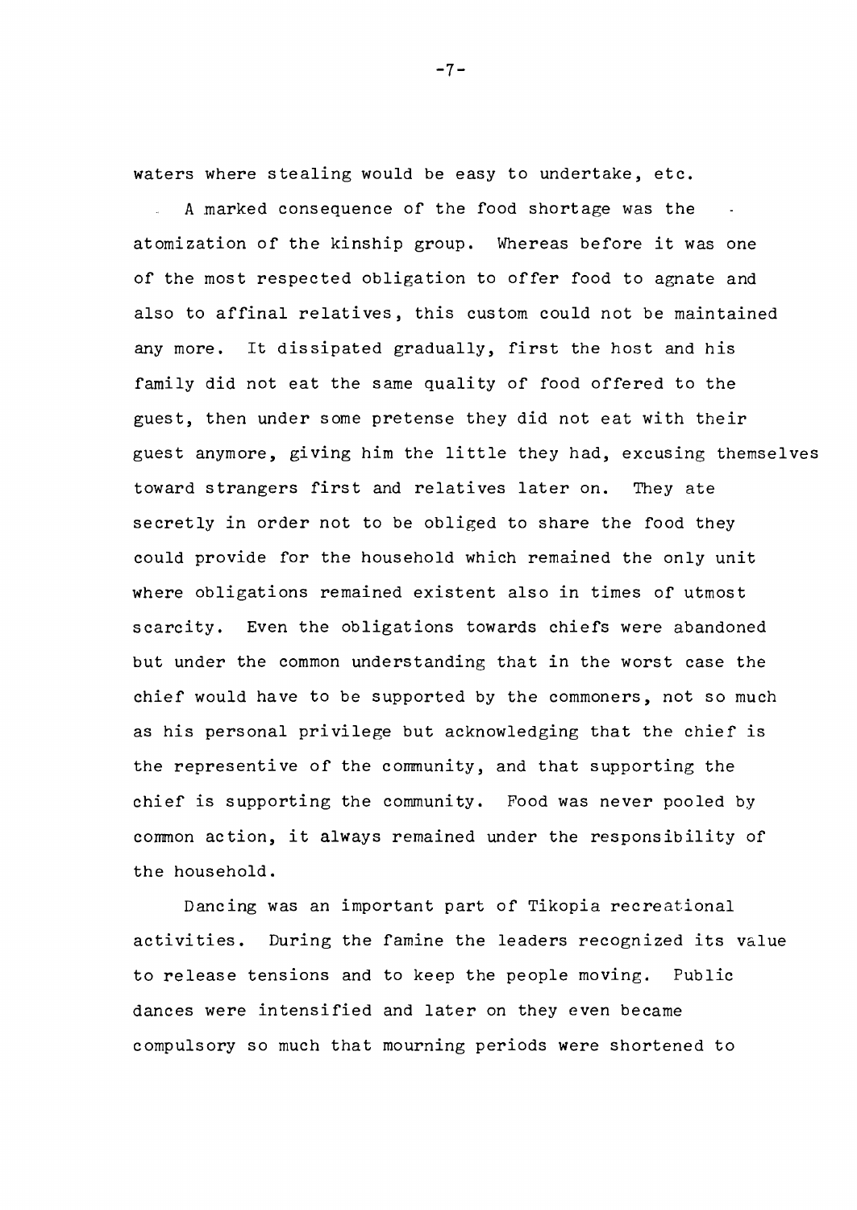waters where stealing would be easy to undertake, etc.

A marked consequence of the food shortage was the atomization of the kinship group. Whereas before it was one of the most respected obligation to offer food to agnate and also to affinal relatives, this custom could not be maintained any more. It dissipated gradually, first the host and his family did not eat the same quality of food offered to the guest, then under some pretense they did not eat with their guest anymore, giving him the little they had, excusing themselves toward strangers first and relatives later on. They ate secretly in order not to be obliged to share the food they could provide for the household which remained the only unit where obligations remained existent also in times of utmost scarcity. Even the obligations towards chiefs were abandoned but under the common understanding that in the worst case the chief would have to be supported by the commoners, not so much as his personal privilege but acknowledging that the chief is the representive of the community, and that supporting the chief is supporting the community. Food was never pooled by common action, it always remained under the responsibility of the household.

Dancing was an important part of Tikopia recreational activities. During the famine the leaders recognized its value to release tensions and to keep the people moving. Public dances were intensified and later on they even became compulsory so much that mourning periods were shortened to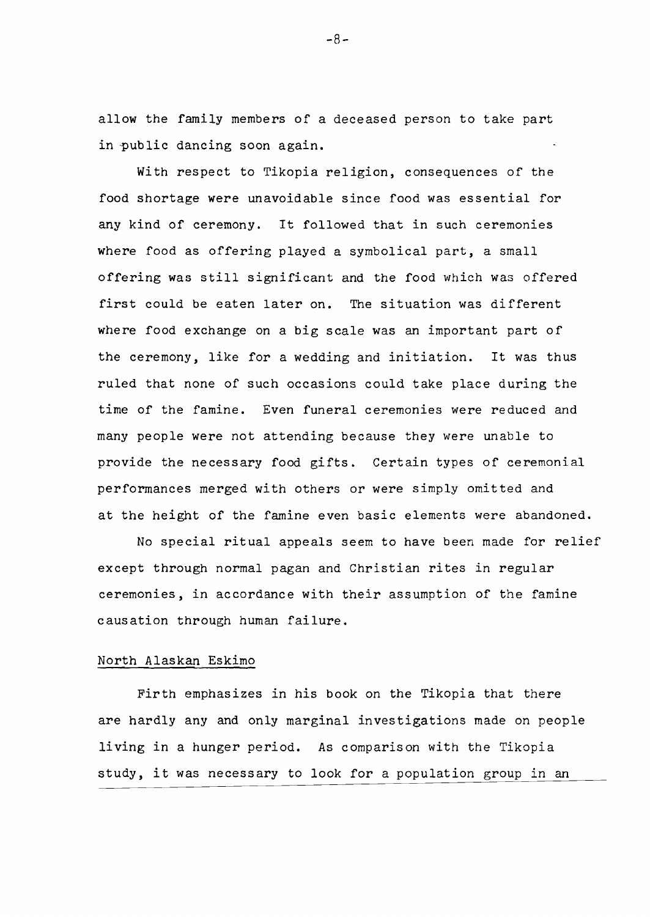allow the family members of a deceased person to take part in public dancing soon again.

With respect to Tikopia religion, consequences of the food shortage were unavoidable since food was essential for any kind of ceremony. It followed that in such ceremonies where food as offering played a symbolical part, a small offering was still significant and the food which was offered first could be eaten later on. The situation was different where food exchange on a big scale was an important part of the ceremony, like for a wedding and initiation. It was thus ruled that none of such occasions could take place during the time of the famine. Even funeral ceremonies were reduced and many people were not attending because they were unable to provide the necessary food gifts. Certain types of ceremonial performances merged with others or were simply omitted and at the height of the famine even basic elements were abandoned.

No special ritual appeals seem to have been made for relief except through normal pagan and Christian rites in regular ceremonies, in accordance with their assumption of the famine causation through human failure.

## North Alaskan Eskimo

Firth emphasizes in his book on the Tikopia that there are hardly any and only marginal investigations made on people living in a hunger period. As comparison with the Tikopia study, it was necessary to look for a population group in an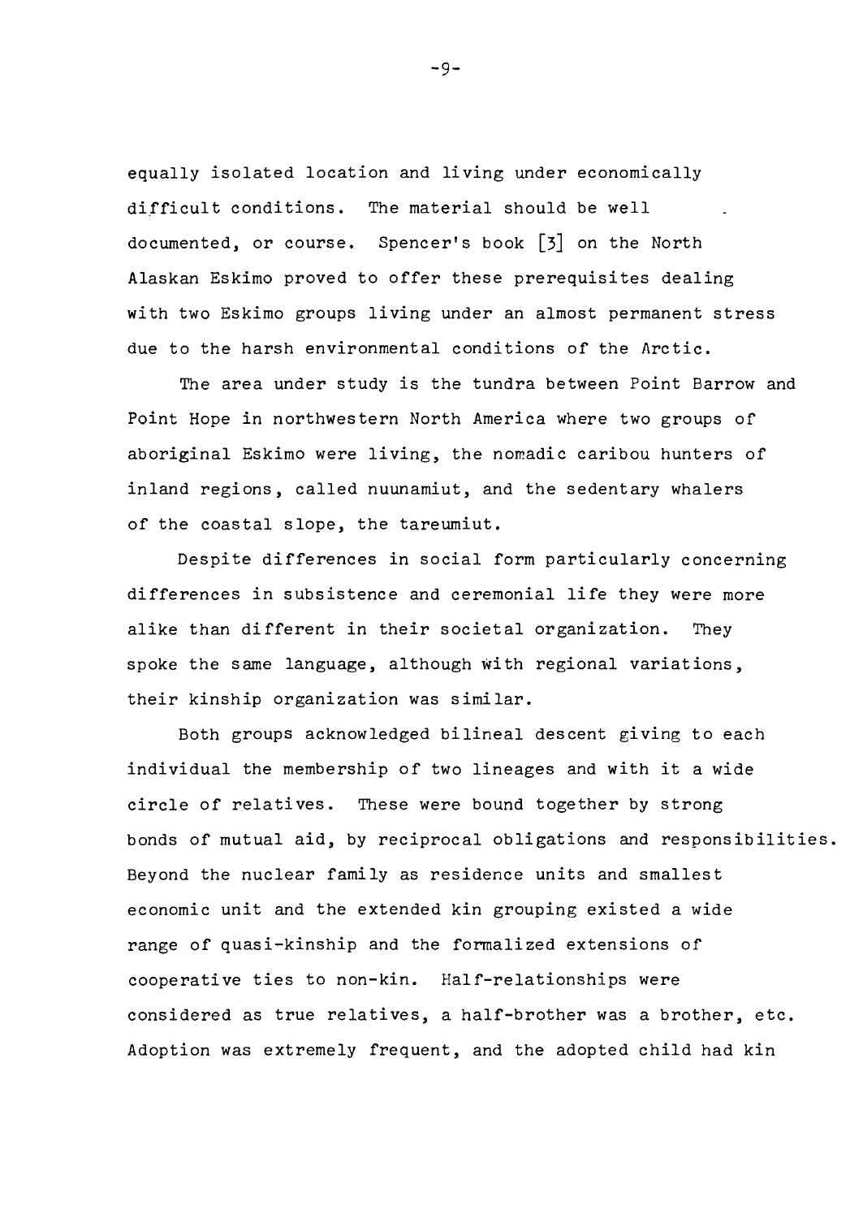equally isolated location and living under economically difficult conditions. The material should be well documented, or course. Spencer's book [3] on the North Alaskan Eskimo proved to offer these prerequisites dealing with two Eskimo groups living under an almost permanent stress due to the harsh environmental conditions of the Arctic.

The area under study is the tundra between Point Barrow and Point Hope in northwestern North America where two groups of aboriginal Eskimo were living, the nomadic caribou hunters of inland regions, called nuunamiut, and the sedentary whalers of the coastal slope, the tareumiut.

Despite differences in social form particularly concerning differences in subsistence and ceremonial life they were more alike than different in their societal organization. They spoke the same language, although with regional variations, their kinship organization was similar.

Both groups acknowledged bilineal descent giving to each individual the membership of two lineages and with it a wide circle of relatives. These were bound together by strong bonds of mutual aid, by reciprocal obligations and responsibilities. Beyond the nuclear family as residence units and smallest economic unit and the extended kin grouping existed a wide range of quasi-kinship and the formalized extensions of cooperative ties to non-kin. Half-relationships were considered as true relatives, a half-brother was a brother, etc. Adoption was extremely frequent, and the adopted child had kin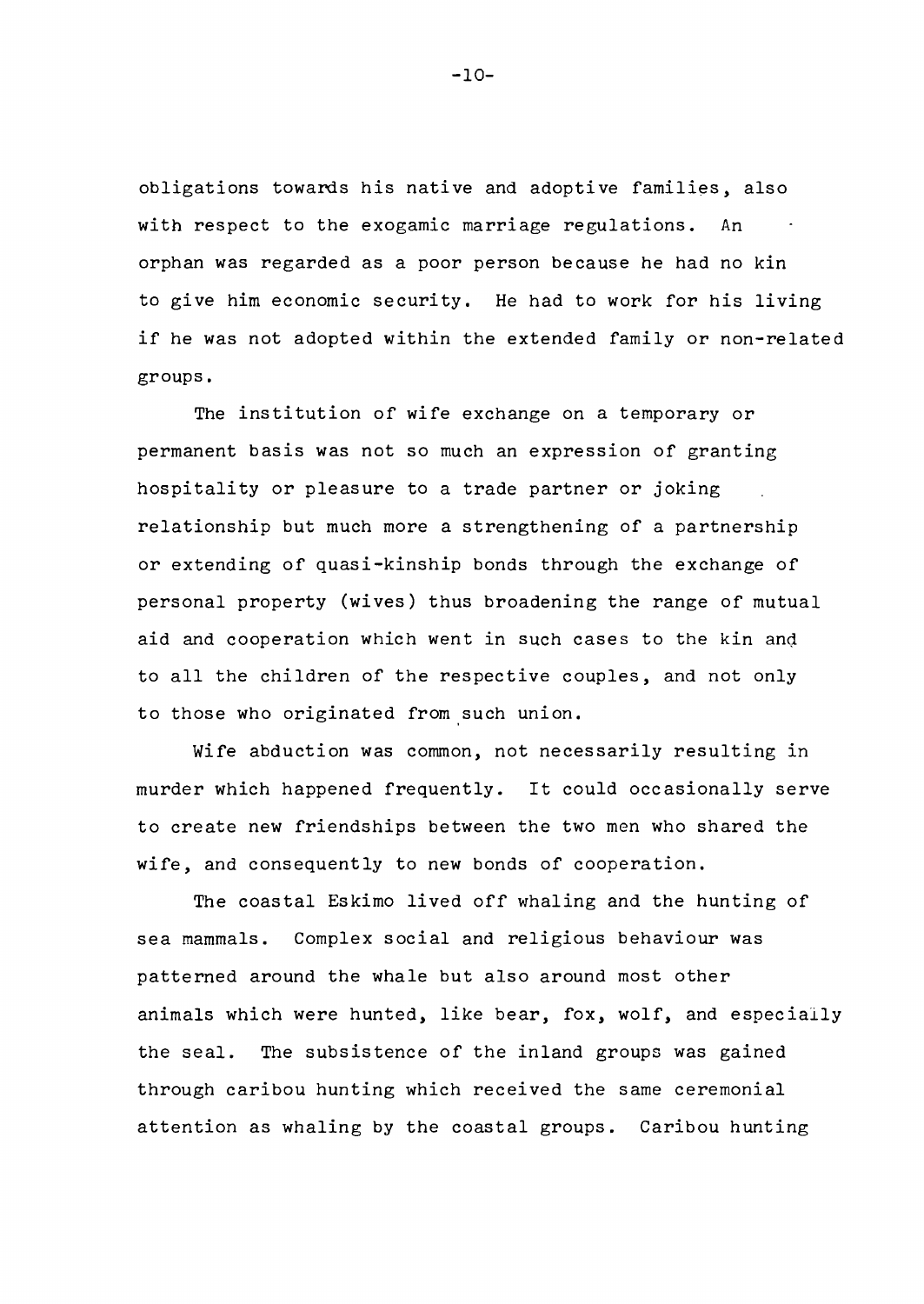obligations towards his native and adoptive families, also with respect to the exogamic marriage regulations. An orphan was regarded as a poor person because he had no kin to give him economic security. He had to work for his living if he was not adopted within the extended family or non-related groups.

The institution of wife exchange on a temporary or permanent basis was not so much an expression of granting hospitality or pleasure to a trade partner or joking relationship but much more a strengthening of a partnership or extending of quasi-kinship bonds through the exchange of personal property (wives) thus broadening the range of mutual aid and cooperation which went in such cases to the kin and to all the children of the respective couples, and not only to those who originated from such union.

Wife abduction was common, not necessarily resulting in murder which happened frequently. It could occasionally serve to create new friendships between the two men who shared the wife, and consequently to new bonds of cooperation.

The coastal Eskimo lived off whaling and the hunting of sea mammals. Complex social and religious behaviour was patterned around the whale but also around most other animals which were hunted, like bear, fox, wolf, and especially the seal. The subsistence of the inland groups was gained through caribou hunting which received the same ceremonial attention as whaling by the coastal groups. Caribou hunting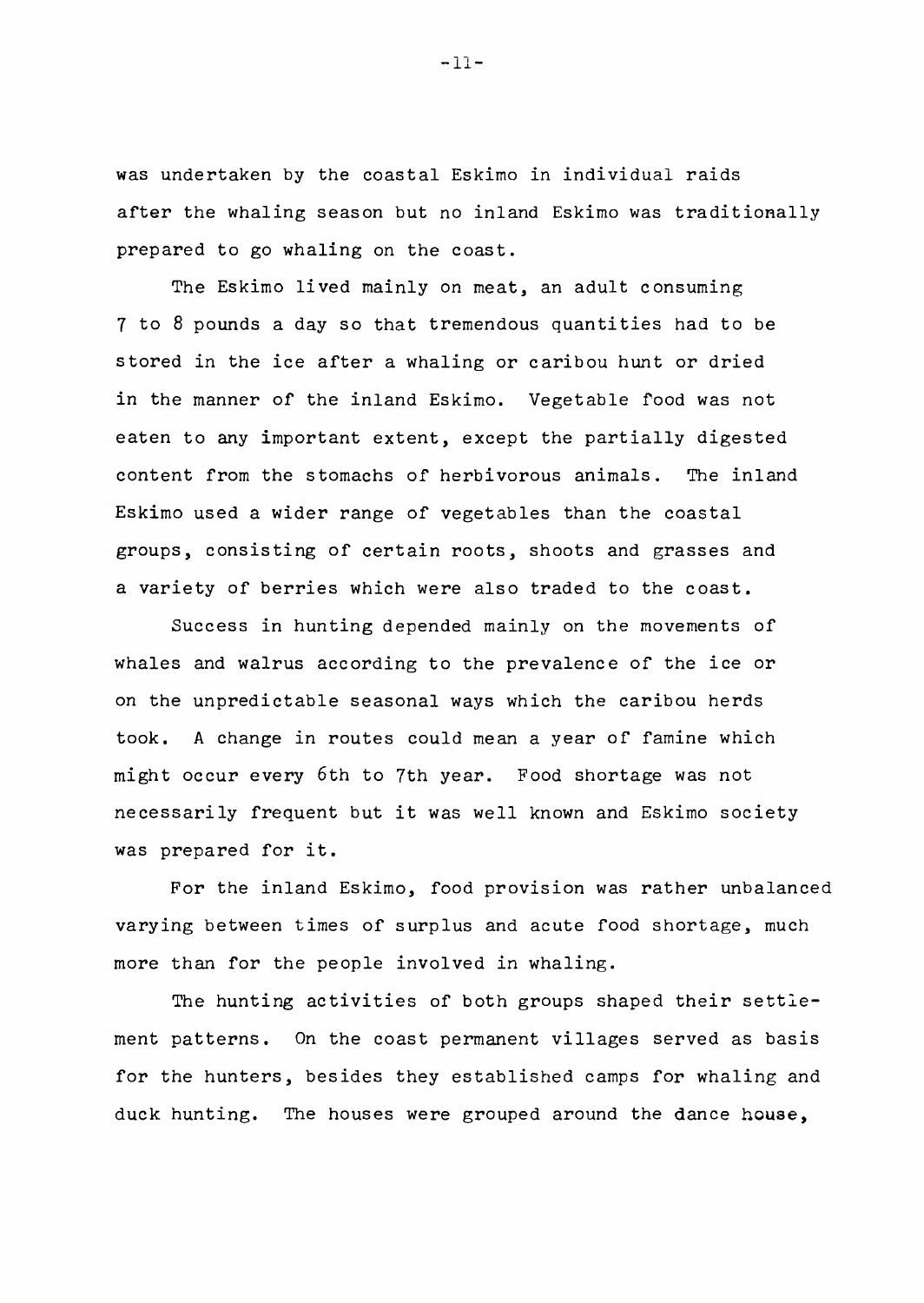was undertaken by the coastal Eskimo in individual raids after the whaling season but no inland Eskimo was traditionally prepared to go whaling on the coast.

The Eskimo lived mainly on meat, an adult consuming 7 to 8 pounds a day so that tremendous quantities had to be stored in the ice after a whaling or caribou hunt or dried in the manner of the inland Eskimo. Vegetable food was not eaten to any important extent, except the partially digested content from the stomachs of herbivorous animals. The inland Eskimo used a wider range of vegetables than the coastal groups, consisting of certain roots, shoots and grasses and a variety of berries which were also traded to the coast.

Success in hunting depended mainly on the movements of whales and walrus according to the prevalence of the ice or on the unpredictable seasonal ways which the caribou herds took. A change in routes could mean a year of famine which might occur every 6th to 7th year. Food shortage was not necessarily frequent but it was well known and Eskimo society was prepared for it.

For the inland Eskimo, food provision was rather unbalanced varying between times of surplus and acute food shortage, much more than for the people involved in whaling.

The hunting activities of both groups shaped their settlement patterns. On the coast permanent villages served as basis for the hunters, besides they established camps for whaling and duck hunting. The houses were grouped around the dance house,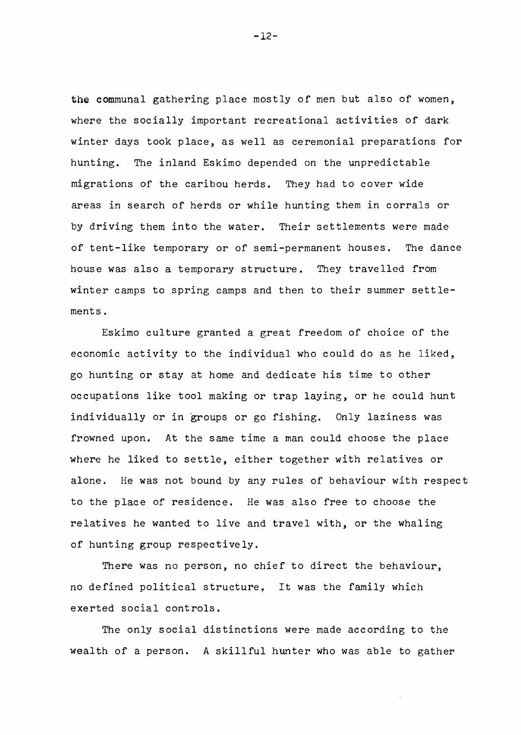the communal gathering place mostly of men but also of women, where the socially important recreational activities of dark winter days took place, as well as ceremonial preparations for hunting. The inland Eskimo depended on the unpredictable migrations of the caribou herds. They had to cover wide areas in search of herds or while hunting them in corrals or by driving them into the water. Their settlements were made of tent-like temporary or of semi-permanent houses. The dance house was also a temporary structure. They travelled from winter camps to spring camps and then to their summer settlements.

Eskimo culture granted a great freedom of choice of the economic activity to the individual who could do as he liked, go hunting or stay at home and dedicate his time to other occupations like tool making or trap laying, or he could hunt individually or in groups or go fishing. Only laziness was frowned upon. At the same time a man could choose the place where he liked to settle, either together with relatives or alone. He was not bound by any rules of behaviour with respect to the place of residence. He was also free to choose the relatives he wanted to live and travel with, or the whaling of hunting group respectively.

There was no person, no chief to direct the behaviour, no defined political structure, It was the family which exerted social controls.

The only social distinctions were made according to the wealth of a person. A skillful hunter who was able to gather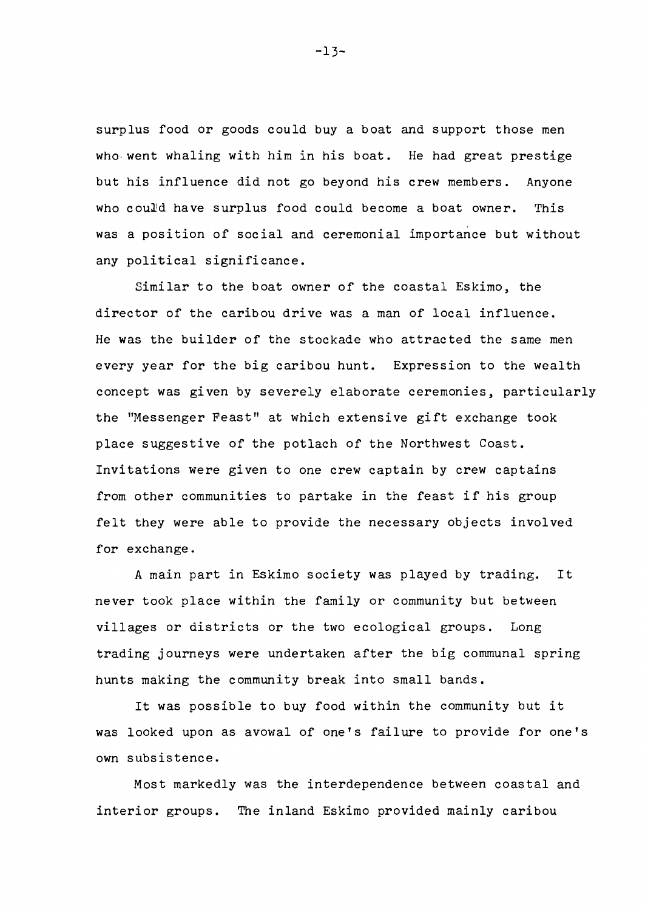surplus food or goods could buy a boat and support those men who went whaling with him in his boat. He had great prestige but his influence did not go beyond his crew members. Anyone who could have surplus food could become a boat owner. This was a position of social and ceremonial importance but without any political significance.

Similar to the boat owner of the coastal Eskimo, the director of the caribou drive was a man of local influence. He was the builder of the stockade who attracted the same men every year for the big caribou hunt. Expression to the wealth concept was given by severely elaborate ceremonies, particularly the "Messenger Feast" at which extensive gift exchange took place suggestive of the potlach of the Northwest Coast. Invitations were given to one crew captain by crew captains from other communities to partake in the feast if his group felt they were able to provide the necessary objects involved for exchange.

A main part in Eskimo society was played by trading. It never took place within the family or community but between villages or districts or the two ecological groups. Long trading journeys were undertaken after the big communal spring hunts making the community break into small bands.

It was possible to buy food within the community but it was looked upon as avowal of one's failure to provide for one's own subsistence.

Most markedly was the interdependence between coastal and interior groups. The inland Eskimo provided mainly caribou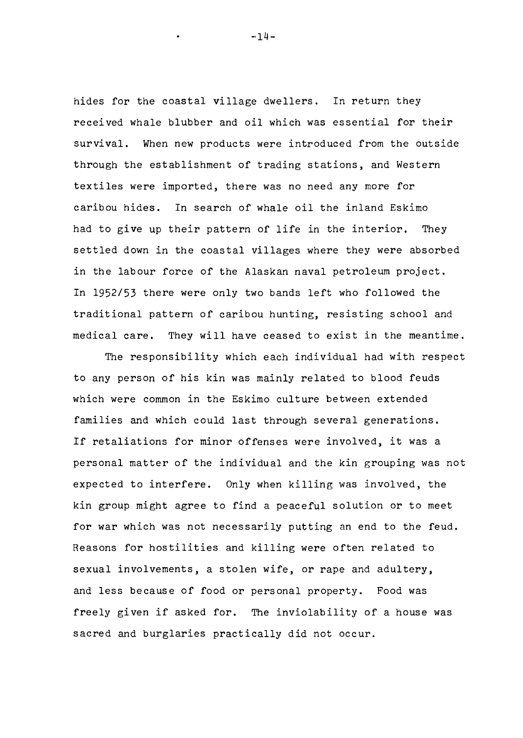hides for the coastal village dwellers. In return they received whale blubber and oil which was essential for their survival. When new products were introduced from the outside through the establishment of trading stations, and Western textiles were imported, there was no need any more for caribou hides. In search of whale oil the inland Eskimo had to give up their pattern of life in the interior. They settled down in the coastal villages where they were absorbed in the labour force of the Alaskan naval petroleum project. In 1952/53 there were only two bands left who followed the traditional pattern of caribou hunting, resisting school and medical care. They will have ceased to exist in the meantime.

The responsibility which each individual had with respect to any person of his kin was mainly related to blood feuds which were common in the Eskimo culture between extended families and which could last through several generations. If retaliations for minor offenses were involved, it was a personal matter of the individual and the kin grouping was not expected to interfere. Only when killing was involved, the kin group might agree to find a peaceful solution or to meet for war which was not necessarily putting an end to the feud. Reasons for hostilities and killing were often related to sexual involvements, a stolen wife, or rape and adultery, and less because of food or personal property. Food was freely given if asked for. The inviolability of a house was sacred and burglaries practically did not occur.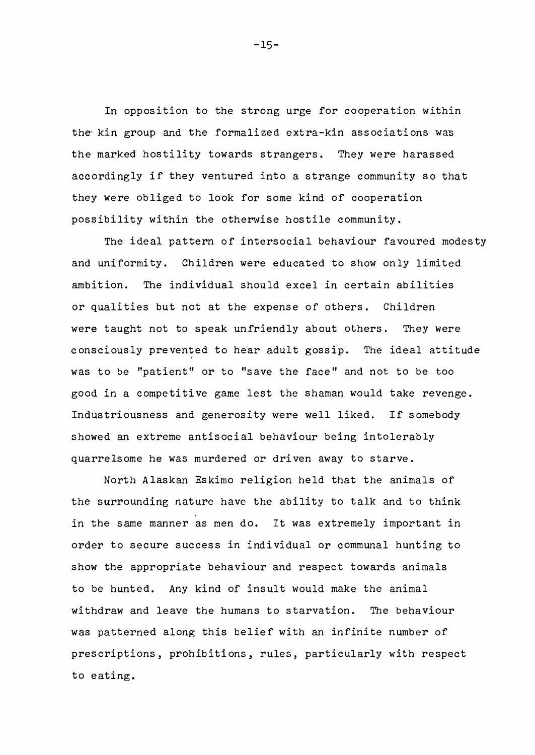In opposition to the strong urge for cooperation within the kin group and the formalized extra-kin associations was the marked hostility towards strangers. They were harassed accordingly if they ventured into a strange community so that they were obliged to look for some kind of cooperation possibility within the otherwise hostile community.

The ideal pattern of intersocial behaviour favoured modesty and uniformity. Children were educated to show only limited ambition. The individual should excel in certain abilities or qualities but not at the expense of others. Children were taught not to speak unfriendly about others. They were consciously prevented to hear adult gossip. The ideal attitude was to be "patient" or to "save the face" and not to be too good in a competitive game lest the shaman would take revenge. Industriousness and generosity were well liked. If somebody showed an extreme antisocial behaviour being intolerably quarrelsome he was murdered or driven away to starve.

North Alaskan Eskimo religion held that the animals of the surrounding nature have the ability to talk and to think in the same manner as men do. It was extremely important in order to secure success in individual or communal hunting to show the appropriate behaviour and respect towards animals to be hunted. Any kind of insult would make the animal withdraw and leave the humans to starvation. The behaviour was patterned along this belief with an infinite number of prescriptions, prohibitions, rules, particularly with respect to eating.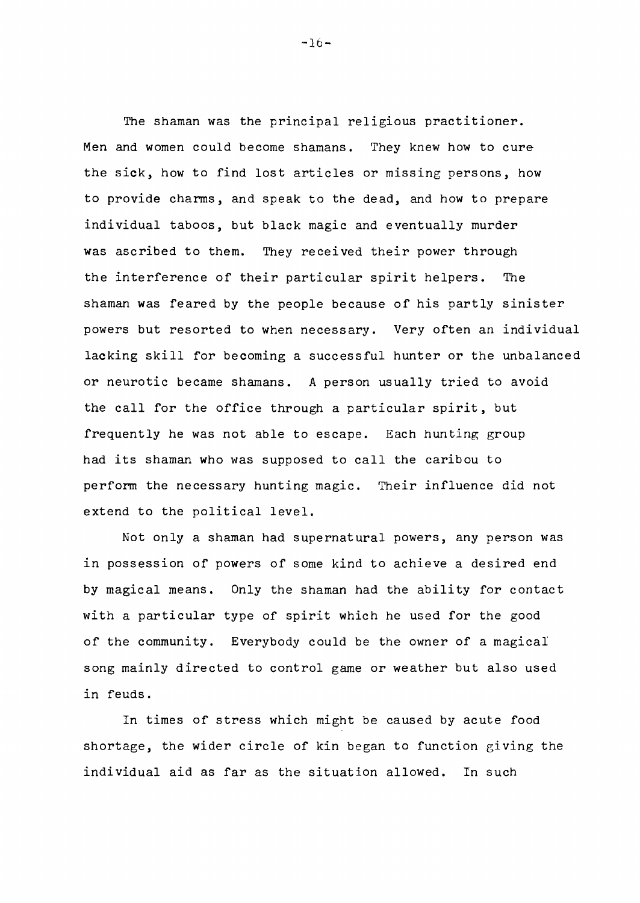The shaman was the principal religious practitioner. Men and women could become shamans. They knew how to cure the sick, how to find lost articles or missing persons, how to provide charms, and speak to the dead, and how to prepare individual taboos, but black magic and eventually murder was ascribed to them. They received their power through the interference of their particular spirit helpers. The shaman was feared by the people because of his partly sinister powers but resorted to when necessary. Very often an individual lacking skill for becoming a successful hunter or the unbalanced or neurotic became shamans. A person usually tried to avoid the call for the office through a particular spirit, but frequently he was not able to escape. Each hunting group had its shaman who was supposed to call the caribou to perform the necessary hunting magic. Their influence did not extend to the political level.

Not only a shaman had supernatural powers, any person was in possession of powers of some kind to achieve a desired end by magical means. Only the shaman had the ability for contact with a particular type of spirit which he used for the good of the community. Everybody could be the owner of a magical song mainly directed to control game or weather but also used in feuds.

In times of stress which might be caused by acute food shortage, the wider circle of kin began to function giving the individual aid as far as the situation allowed. In such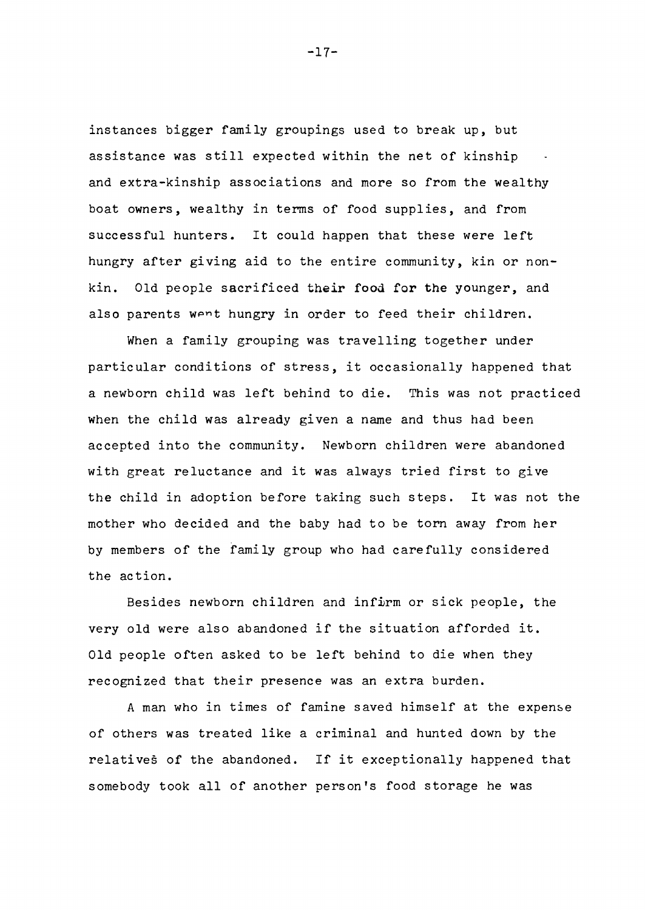instances bigger family groupings used to break up, but assistance was still expected within the net of kinship and extra-kinship associations and more so from the wealthy boat owners, wealthy in terms of food supplies, and from successful hunters. It could happen that these were left hungry after giving aid to the entire community, kin or non-kin. Old people sacrificed their food for the younger, and also parents went hungry in order to feed their children.

When a family grouping was travelling together under particular conditions of stress, it occasionally happened that a newborn child was left behind to die. This was not practiced when the child was already given a name and thus had been accepted into the community. Newborn children were abandoned with great reluctance and it was always tried first to give the child in adoption before taking such steps. It was not the mother who decided and the baby had to be torn away from her by members of the family group who had carefully considered the action.

Besides newborn children and infirm or sick people, the very old were also abandoned if the situation afforded it. Old people often asked to be left behind to die when they recognized that their presence was an extra burden.

A man who in times of famine saved himself at the expense of others was treated like a criminal and hunted down by the relatives of the abandoned. If it exceptionally happened that somebody took all of another person's food storage he was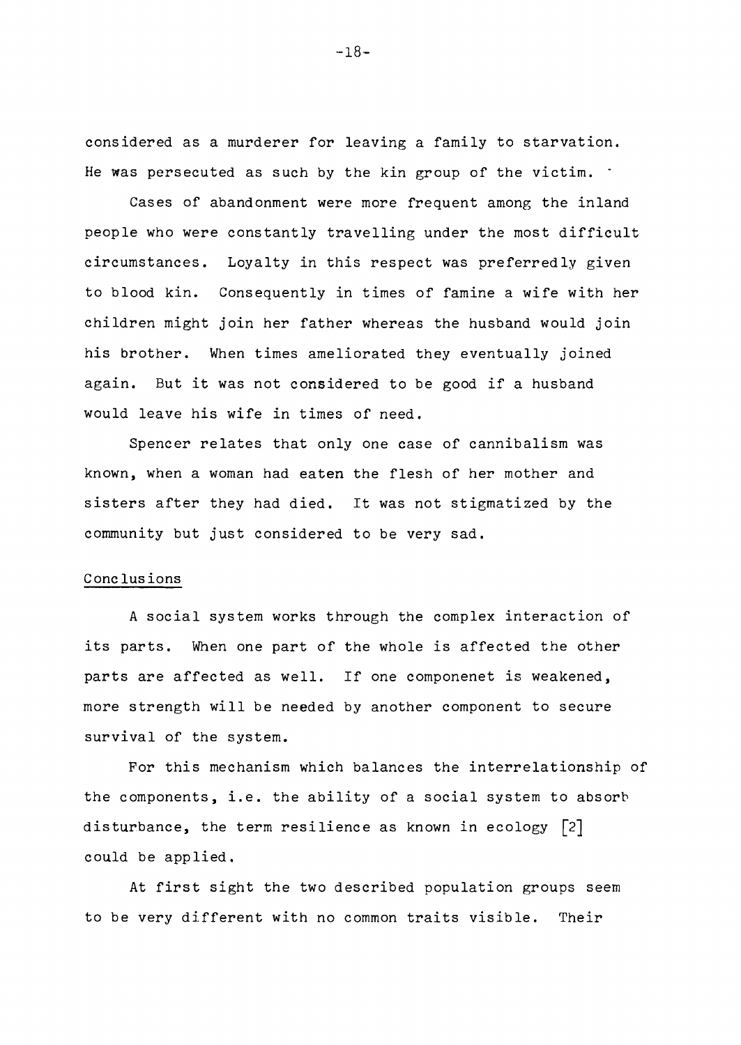considered as a murderer for leaving a family to starvation. He was persecuted as such by the kin group of the victim.

Cases of abandonment were more frequent among the inland people who were constantly travelling under the most difficult circumstances. Loyalty in this respect was preferredly given to blood kin. Consequently in times of famine a wife with her children might join her father whereas the husband would join his brother. When times ameliorated they eventually joined again. But it was not considered to be good if a husband would leave his wife in times of need.

Spencer relates that only one case of cannibalism was known, when a woman had eaten the flesh of her mother and sisters after they had died. It was not stigmatized by the community but just considered to be very sad.

## Conclusions

A social system works through the complex interaction of its parts. When one part of the whole is affected the other parts are affected as well. If one componenet is weakened, more strength will be needed by another component to secure survival of the system.

For this mechanism which balances the interrelationship of the components, i.e. the ability of a social system to absorb disturbance, the term resilience as known in ecology [2] could be applied.

At first sight the two described population groups seem to be very different with no common traits visible. Their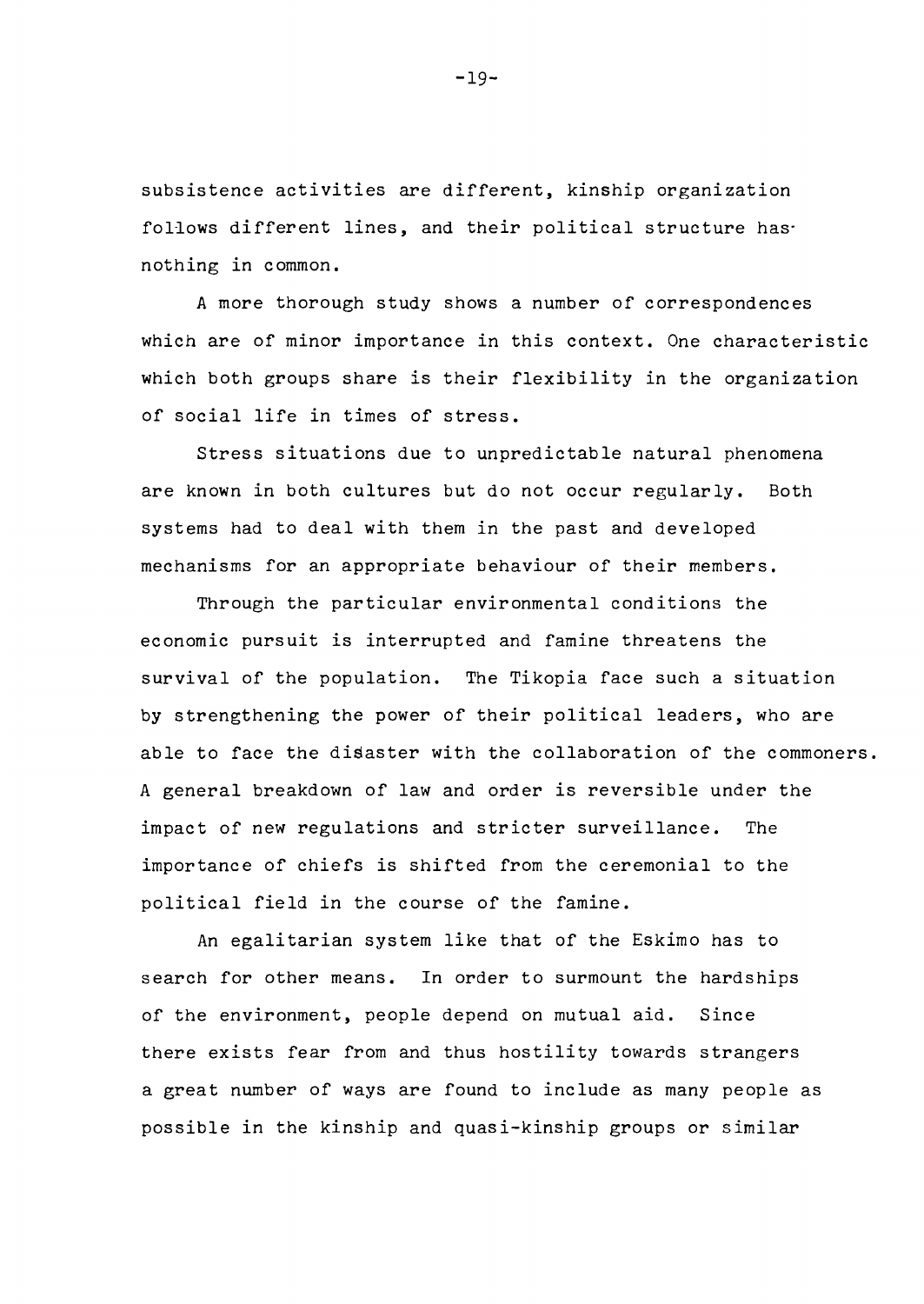subsistence activities are different, kinship organization follows different lines, and their political structure has nothing in common.

A more thorough study shows a number of correspondences which are of minor importance in this context. One characteristic which both groups share is their flexibility in the organization of social life in times of stress.

Stress situations due to unpredictable natural phenomena are known in both cultures but do not occur regularly. Both systems had to deal with them in the past and developed mechanisms for an appropriate behaviour of their members.

Through the particular environmental conditions the economic pursuit is interrupted and famine threatens the survival of the population. The Tikopia face such a situation by strengthening the power of their political leaders, who are able to face the disaster with the collaboration of the commoners. A general breakdown of law and order is reversible under the impact of new regulations and stricter surveillance. The importance of chiefs is shifted from the ceremonial to the political field in the course of the famine.

An egalitarian system like that of the Eskimo has to search for other means. In order to surmount the hardships of the environment, people depend on mutual aid. Since there exists fear from and thus hostility towards strangers a great number of ways are found to include as many people as possible in the kinship and quasi-kinship groups or similar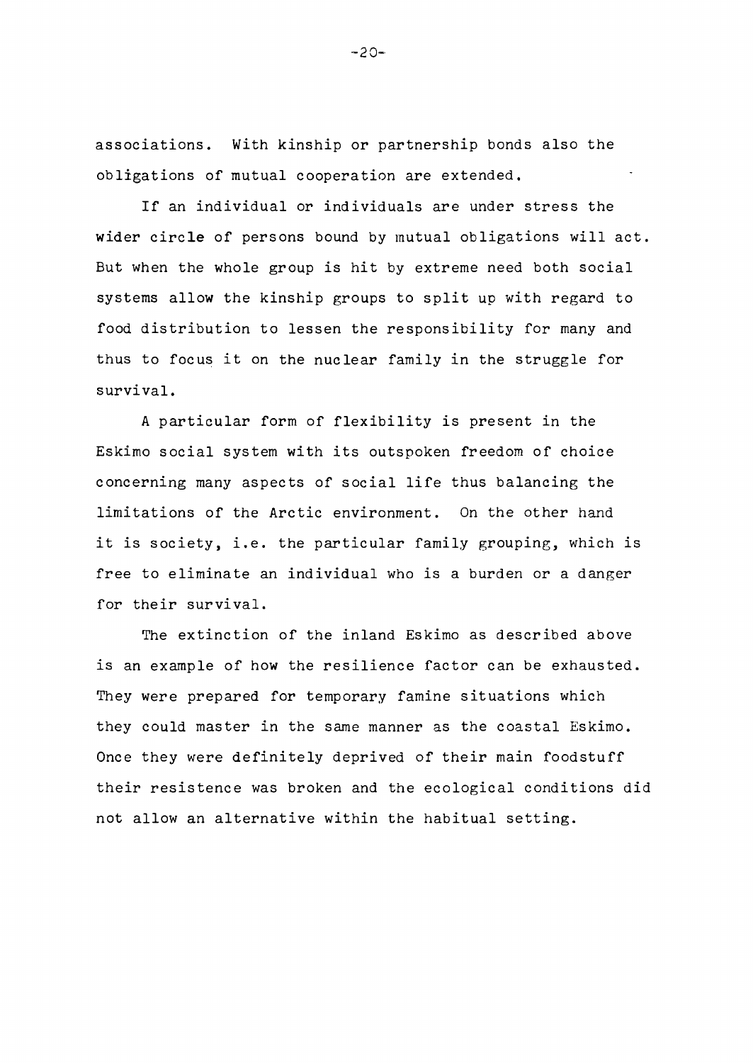associations. With kinship or partnership bonds also the obligations of mutual cooperation are extended.

If an individual or individuals are under stress the wider circle of persons bound by mutual obligations will act. But when the whole group is hit by extreme need both social systems allow the kinship groups to split up with regard to food distribution to lessen the responsibility for many and thus to focus it on the nuclear family in the struggle for survival.

A particular form of flexibility is present in the Eskimo social system with its outspoken freedom of choice concerning many aspects of social life thus balancing the limitations of the Arctic environment. On the other hand it is society, i.e. the particular family grouping, which is free to eliminate an individual who is a burden or a danger for their survival.

The extinction of the inland Eskimo as described above is an example of how the resilience factor can be exhausted. They were prepared for temporary famine situations which they could master in the same manner as the coastal Eskimo. Once they were definitely deprived of their main foodstuff their resistence was broken and the ecological conditions did not allow an alternative within the habitual setting.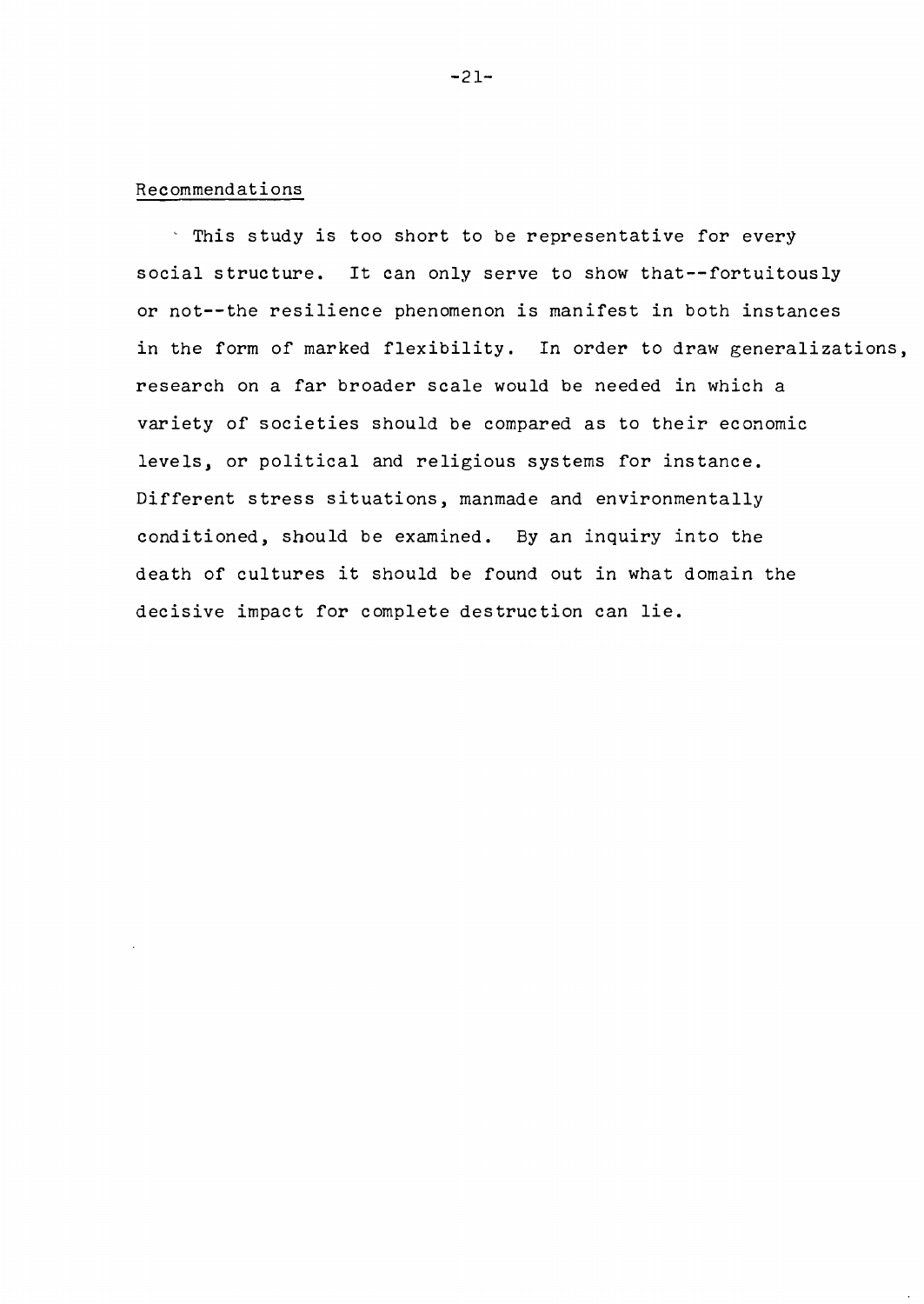## Recommendations

This study is too short to be representative for every social structure. It can only serve to show that--fortuitously or not--the resilience phenomenon is manifest in both instances in the form of marked flexibility. In order to draw generalizations, research on a far broader scale would be needed in which a variety of societies should be compared as to their economic levels, or political and religious systems for instance. Different stress situations, manmade and environmentally conditioned, should be examined. By an inquiry into the death of cultures it should be found out in what domain the decisive impact for complete destruction can lie.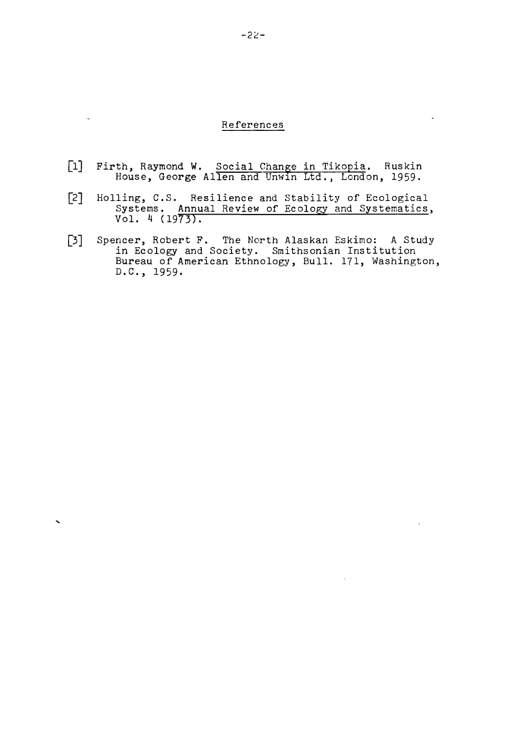## References

[1] Firth, Raymond W. Social Change in Tikopia. Ruskin House, George Allen and Unwin Ltd., London, 1959.

[2] Holling, C.S. Resilience and Stability of Ecological Systems. Annual Review of Ecology and Systematics, Vol. 4 (1973).

[3] Spencer, Robert F. The North Alaskan Eskimo: A Study in Ecology and Society. Smithsonian Institution Bureau of American Ethnology, Bull. 171, Washington, D.C., 1959.